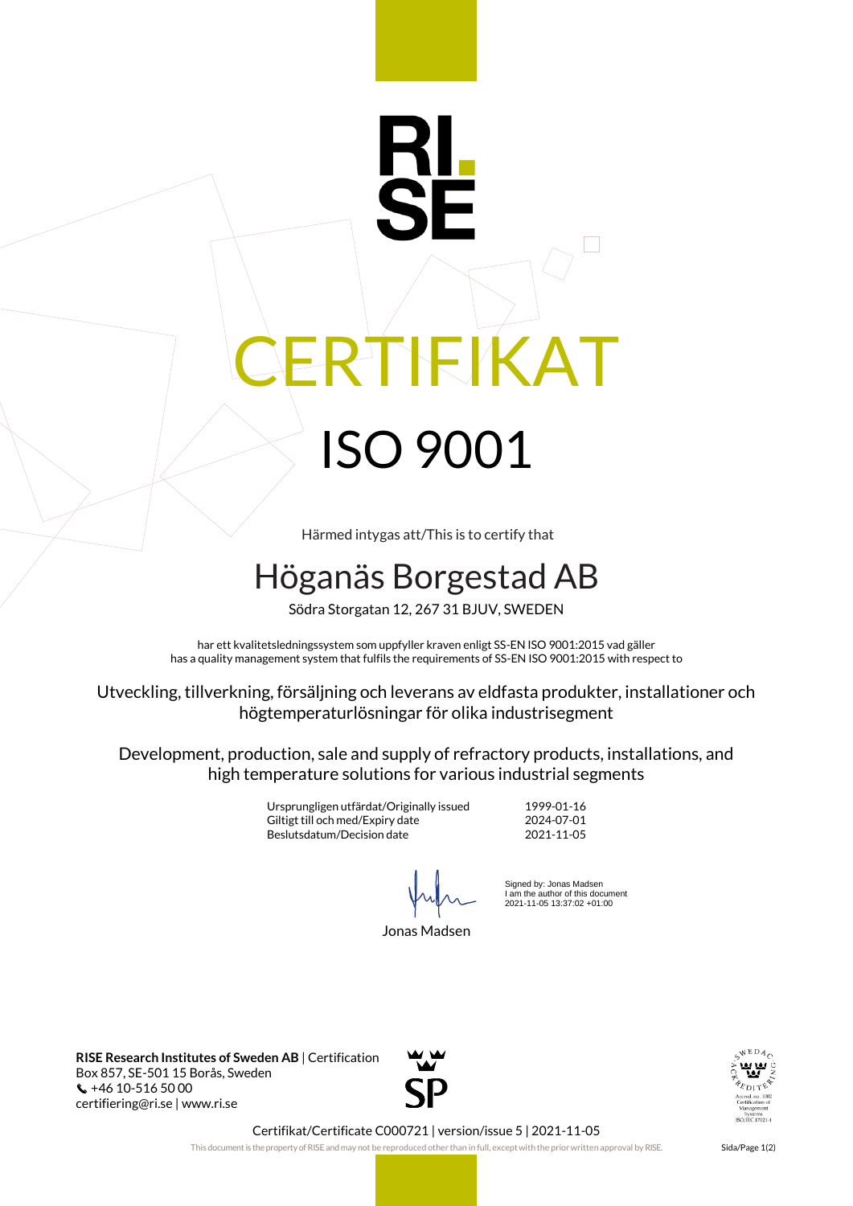RI.
SE

# CERTIFIKAT

# ISO 9001

Härmed intygas att/This is to certify that

## Höganäs Borgestad AB

Södra Storgatan 12, 267 31 BJUV, SWEDEN

har ett kvalitetsledningssystem som uppfyller kraven enligt SS-EN ISO 9001:2015 vad gäller
has a quality management system that fulfils the requirements of SS-EN ISO 9001:2015 with respect to

Utveckling, tillverkning, försäljning och leverans av eldfasta produkter, installationer och högtemperaturlösningar för olika industrisegment

Development, production, sale and supply of refractory products, installations, and high temperature solutions for various industrial segments

| | |
|---|---|
| Ursprungligen utfärdat/Originally issued | 1999-01-16 |
| Giltigt till och med/Expiry date | 2024-07-01 |
| Beslutsdatum/Decision date | 2021-11-05 |

Signed by: Jonas Madsen
I am the author of this document
2021-11-05 13:37:02 +01:00

Jonas Madsen

**RISE Research Institutes of Sweden AB** | Certification
Box 857, SE-501 15 Borås, Sweden
+46 10-516 50 00
certifiering@ri.se | www.ri.se

SP

SWEDAC ACKREDITERING
Ackred. nr. 1002
Certifiering av
Management
Systems
ISO/IEC 17021-1

Certifikat/Certificate C000721 | version/issue 5 | 2021-11-05

This document is the property of RISE and may not be reproduced other than in full, except with the prior written approval by RISE.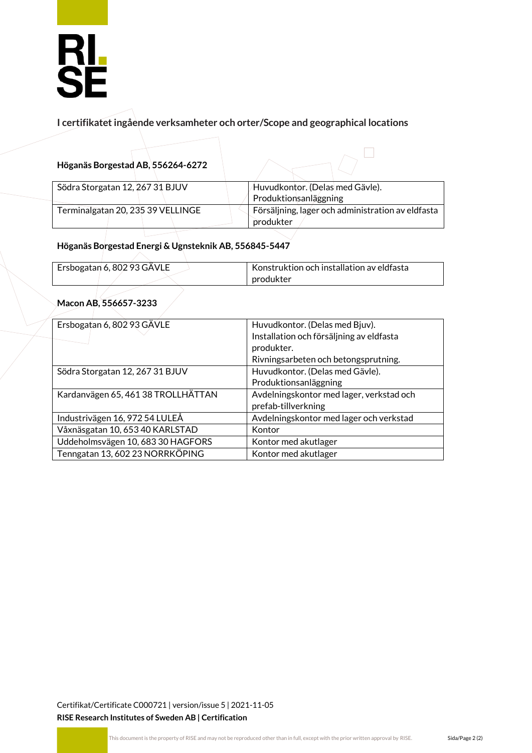## I certifikatet ingående verksamheter och orter/Scope and geographical locations

**Höganäs Borgestad AB, 556264-6272**

| | |
|---|---|
| Södra Storgatan 12, 267 31 BJUV | Huvudkontor. (Delas med Gävle). Produktionsanläggning |
| Terminalgatan 20, 235 39 VELLINGE | Försäljning, lager och administration av eldfasta produkter |

**Höganäs Borgestad Energi & Ugnsteknik AB, 556845-5447**

| | |
|---|---|
| Ersbogatan 6, 802 93 GÄVLE | Konstruktion och installation av eldfasta produkter |

**Macon AB, 556657-3233**

| | |
|---|---|
| Ersbogatan 6, 802 93 GÄVLE | Huvudkontor. (Delas med Bjuv). Installation och försäljning av eldfasta produkter. Rivningsarbeten och betongsprutning. |
| Södra Storgatan 12, 267 31 BJUV | Huvudkontor. (Delas med Gävle). Produktionsanläggning |
| Kardanvägen 65, 461 38 TROLLHÄTTAN | Avdelningskontor med lager, verkstad och prefab-tillverkning |
| Industrivägen 16, 972 54 LULEÅ | Avdelningskontor med lager och verkstad |
| Våxnäsgatan 10, 653 40 KARLSTAD | Kontor |
| Uddeholmsvägen 10, 683 30 HAGFORS | Kontor med akutlager |
| Tenngatan 13, 602 23 NORRKÖPING | Kontor med akutlager |

Certifikat/Certificate C000721 | version/issue 5 | 2021-11-05

**RISE Research Institutes of Sweden AB | Certification**

This document is the property of RISE and may not be reproduced other than in full, except with the prior written approval by RISE.